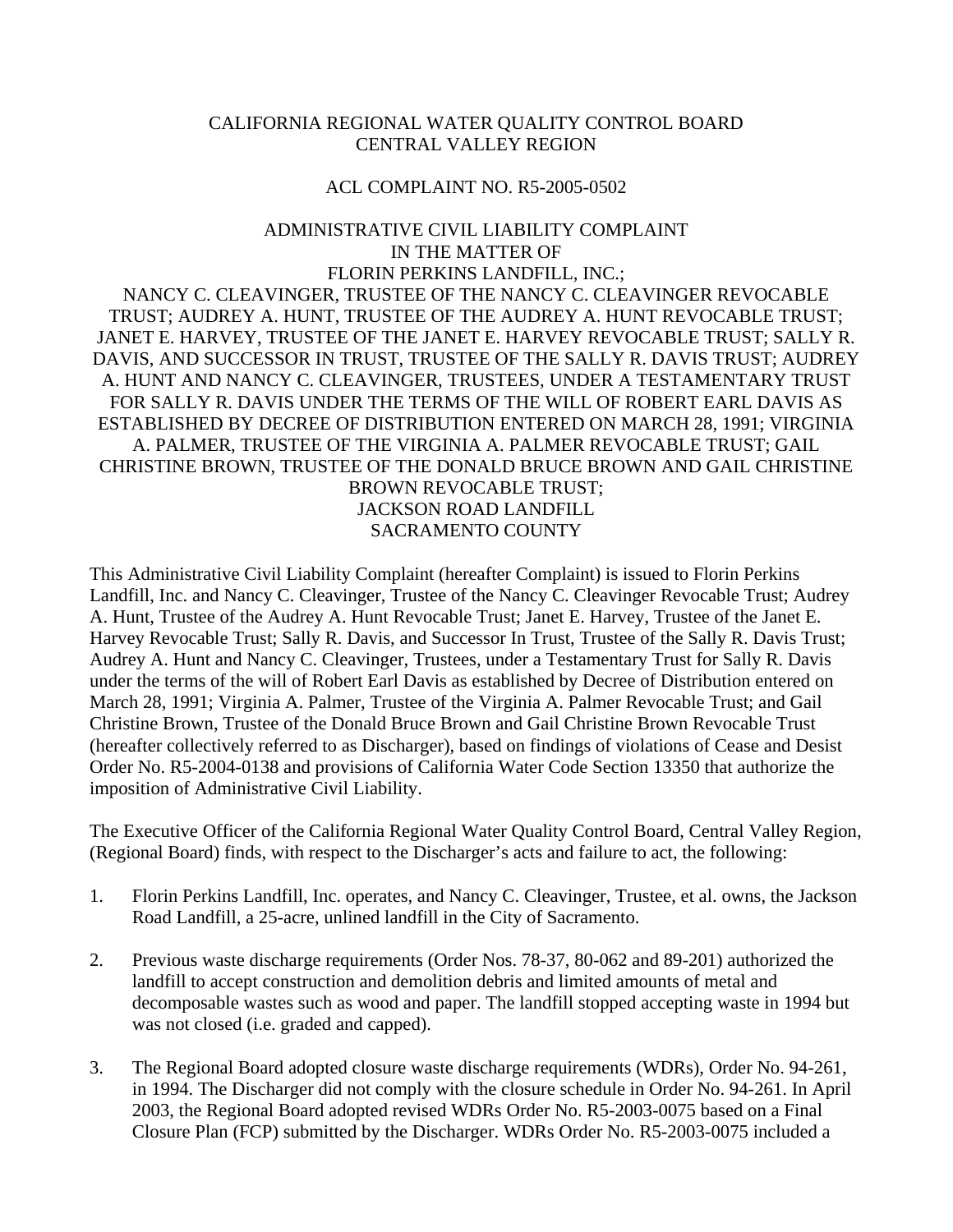CALIFORNIA REGIONAL WATER QUALITY CONTROL BOARD
CENTRAL VALLEY REGION

ACL COMPLAINT NO. R5-2005-0502

ADMINISTRATIVE CIVIL LIABILITY COMPLAINT
IN THE MATTER OF
FLORIN PERKINS LANDFILL, INC.;
NANCY C. CLEAVINGER, TRUSTEE OF THE NANCY C. CLEAVINGER REVOCABLE TRUST; AUDREY A. HUNT, TRUSTEE OF THE AUDREY A. HUNT REVOCABLE TRUST; JANET E. HARVEY, TRUSTEE OF THE JANET E. HARVEY REVOCABLE TRUST; SALLY R. DAVIS, AND SUCCESSOR IN TRUST, TRUSTEE OF THE SALLY R. DAVIS TRUST; AUDREY A. HUNT AND NANCY C. CLEAVINGER, TRUSTEES, UNDER A TESTAMENTARY TRUST FOR SALLY R. DAVIS UNDER THE TERMS OF THE WILL OF ROBERT EARL DAVIS AS ESTABLISHED BY DECREE OF DISTRIBUTION ENTERED ON MARCH 28, 1991; VIRGINIA A. PALMER, TRUSTEE OF THE VIRGINIA A. PALMER REVOCABLE TRUST; GAIL CHRISTINE BROWN, TRUSTEE OF THE DONALD BRUCE BROWN AND GAIL CHRISTINE BROWN REVOCABLE TRUST;
JACKSON ROAD LANDFILL
SACRAMENTO COUNTY

This Administrative Civil Liability Complaint (hereafter Complaint) is issued to Florin Perkins Landfill, Inc. and Nancy C. Cleavinger, Trustee of the Nancy C. Cleavinger Revocable Trust; Audrey A. Hunt, Trustee of the Audrey A. Hunt Revocable Trust; Janet E. Harvey, Trustee of the Janet E. Harvey Revocable Trust; Sally R. Davis, and Successor In Trust, Trustee of the Sally R. Davis Trust; Audrey A. Hunt and Nancy C. Cleavinger, Trustees, under a Testamentary Trust for Sally R. Davis under the terms of the will of Robert Earl Davis as established by Decree of Distribution entered on March 28, 1991; Virginia A. Palmer, Trustee of the Virginia A. Palmer Revocable Trust; and Gail Christine Brown, Trustee of the Donald Bruce Brown and Gail Christine Brown Revocable Trust (hereafter collectively referred to as Discharger), based on findings of violations of Cease and Desist Order No. R5-2004-0138 and provisions of California Water Code Section 13350 that authorize the imposition of Administrative Civil Liability.

The Executive Officer of the California Regional Water Quality Control Board, Central Valley Region, (Regional Board) finds, with respect to the Discharger's acts and failure to act, the following:

1. Florin Perkins Landfill, Inc. operates, and Nancy C. Cleavinger, Trustee, et al. owns, the Jackson Road Landfill, a 25-acre, unlined landfill in the City of Sacramento.

2. Previous waste discharge requirements (Order Nos. 78-37, 80-062 and 89-201) authorized the landfill to accept construction and demolition debris and limited amounts of metal and decomposable wastes such as wood and paper. The landfill stopped accepting waste in 1994 but was not closed (i.e. graded and capped).

3. The Regional Board adopted closure waste discharge requirements (WDRs), Order No. 94-261, in 1994. The Discharger did not comply with the closure schedule in Order No. 94-261. In April 2003, the Regional Board adopted revised WDRs Order No. R5-2003-0075 based on a Final Closure Plan (FCP) submitted by the Discharger. WDRs Order No. R5-2003-0075 included a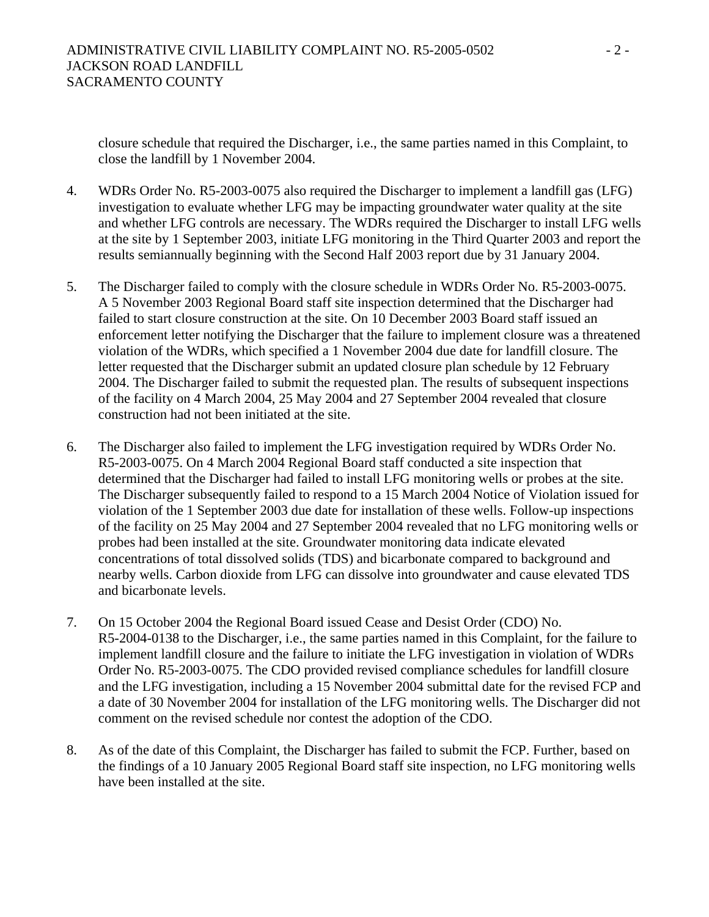closure schedule that required the Discharger, i.e., the same parties named in this Complaint, to close the landfill by 1 November 2004.

4. WDRs Order No. R5-2003-0075 also required the Discharger to implement a landfill gas (LFG) investigation to evaluate whether LFG may be impacting groundwater water quality at the site and whether LFG controls are necessary. The WDRs required the Discharger to install LFG wells at the site by 1 September 2003, initiate LFG monitoring in the Third Quarter 2003 and report the results semiannually beginning with the Second Half 2003 report due by 31 January 2004.

5. The Discharger failed to comply with the closure schedule in WDRs Order No. R5-2003-0075. A 5 November 2003 Regional Board staff site inspection determined that the Discharger had failed to start closure construction at the site. On 10 December 2003 Board staff issued an enforcement letter notifying the Discharger that the failure to implement closure was a threatened violation of the WDRs, which specified a 1 November 2004 due date for landfill closure. The letter requested that the Discharger submit an updated closure plan schedule by 12 February 2004. The Discharger failed to submit the requested plan. The results of subsequent inspections of the facility on 4 March 2004, 25 May 2004 and 27 September 2004 revealed that closure construction had not been initiated at the site.

6. The Discharger also failed to implement the LFG investigation required by WDRs Order No. R5-2003-0075. On 4 March 2004 Regional Board staff conducted a site inspection that determined that the Discharger had failed to install LFG monitoring wells or probes at the site. The Discharger subsequently failed to respond to a 15 March 2004 Notice of Violation issued for violation of the 1 September 2003 due date for installation of these wells. Follow-up inspections of the facility on 25 May 2004 and 27 September 2004 revealed that no LFG monitoring wells or probes had been installed at the site. Groundwater monitoring data indicate elevated concentrations of total dissolved solids (TDS) and bicarbonate compared to background and nearby wells. Carbon dioxide from LFG can dissolve into groundwater and cause elevated TDS and bicarbonate levels.

7. On 15 October 2004 the Regional Board issued Cease and Desist Order (CDO) No. R5-2004-0138 to the Discharger, i.e., the same parties named in this Complaint, for the failure to implement landfill closure and the failure to initiate the LFG investigation in violation of WDRs Order No. R5-2003-0075. The CDO provided revised compliance schedules for landfill closure and the LFG investigation, including a 15 November 2004 submittal date for the revised FCP and a date of 30 November 2004 for installation of the LFG monitoring wells. The Discharger did not comment on the revised schedule nor contest the adoption of the CDO.

8. As of the date of this Complaint, the Discharger has failed to submit the FCP. Further, based on the findings of a 10 January 2005 Regional Board staff site inspection, no LFG monitoring wells have been installed at the site.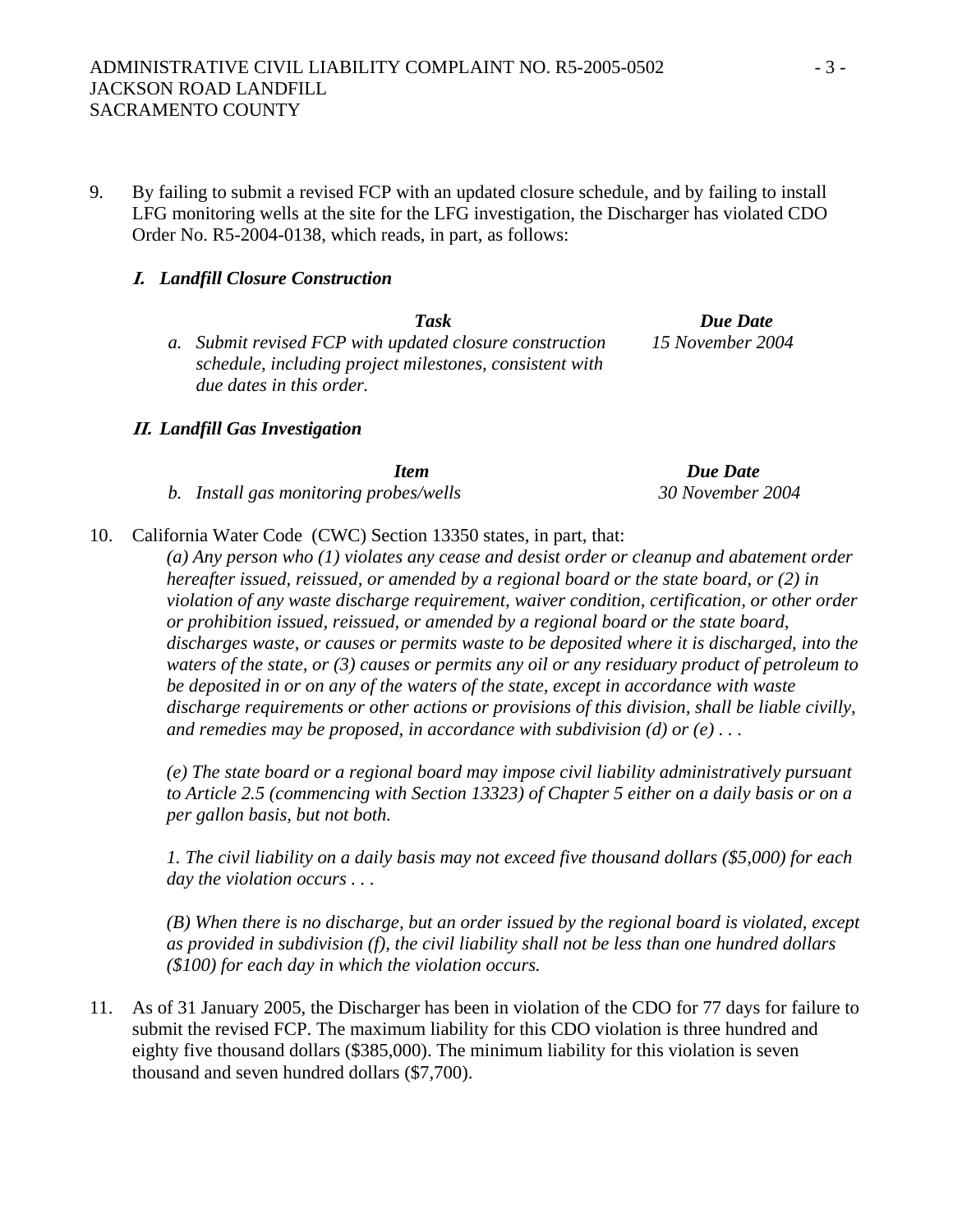9. By failing to submit a revised FCP with an updated closure schedule, and by failing to install LFG monitoring wells at the site for the LFG investigation, the Discharger has violated CDO Order No. R5-2004-0138, which reads, in part, as follows:

   ***I. Landfill Closure Construction***

   | *Task* | *Due Date* |
   |---|---|
   | *a. Submit revised FCP with updated closure construction schedule, including project milestones, consistent with due dates in this order.* | *15 November 2004* |

   ***II. Landfill Gas Investigation***

   | *Item* | *Due Date* |
   |---|---|
   | *b. Install gas monitoring probes/wells* | *30 November 2004* |

10. California Water Code (CWC) Section 13350 states, in part, that:

    *(a) Any person who (1) violates any cease and desist order or cleanup and abatement order hereafter issued, reissued, or amended by a regional board or the state board, or (2) in violation of any waste discharge requirement, waiver condition, certification, or other order or prohibition issued, reissued, or amended by a regional board or the state board, discharges waste, or causes or permits waste to be deposited where it is discharged, into the waters of the state, or (3) causes or permits any oil or any residuary product of petroleum to be deposited in or on any of the waters of the state, except in accordance with waste discharge requirements or other actions or provisions of this division, shall be liable civilly, and remedies may be proposed, in accordance with subdivision (d) or (e) . . .*

    *(e) The state board or a regional board may impose civil liability administratively pursuant to Article 2.5 (commencing with Section 13323) of Chapter 5 either on a daily basis or on a per gallon basis, but not both.*

    *1. The civil liability on a daily basis may not exceed five thousand dollars ($5,000) for each day the violation occurs . . .*

    *(B) When there is no discharge, but an order issued by the regional board is violated, except as provided in subdivision (f), the civil liability shall not be less than one hundred dollars ($100) for each day in which the violation occurs.*

11. As of 31 January 2005, the Discharger has been in violation of the CDO for 77 days for failure to submit the revised FCP. The maximum liability for this CDO violation is three hundred and eighty five thousand dollars ($385,000). The minimum liability for this violation is seven thousand and seven hundred dollars ($7,700).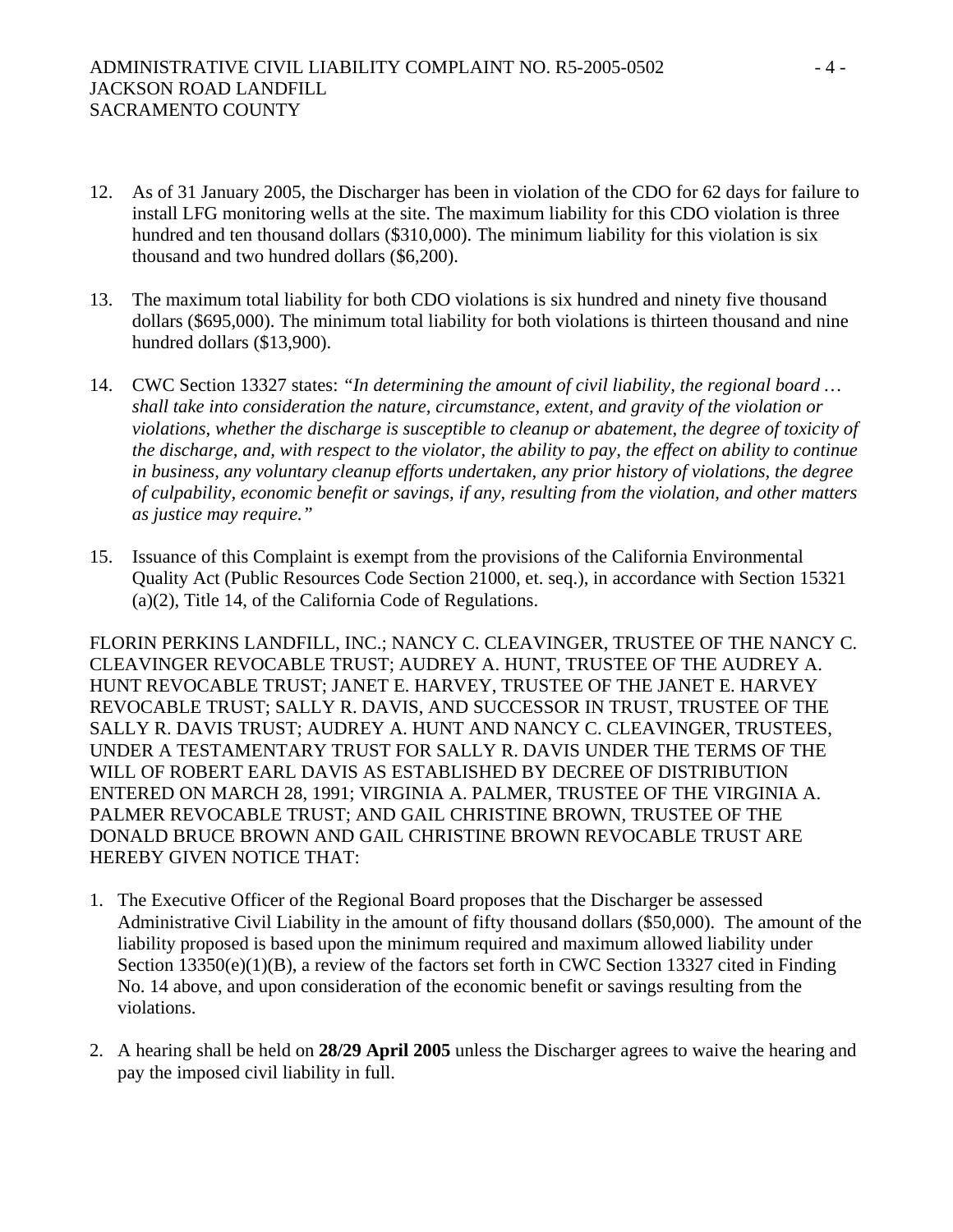12. As of 31 January 2005, the Discharger has been in violation of the CDO for 62 days for failure to install LFG monitoring wells at the site. The maximum liability for this CDO violation is three hundred and ten thousand dollars ($310,000). The minimum liability for this violation is six thousand and two hundred dollars ($6,200).

13. The maximum total liability for both CDO violations is six hundred and ninety five thousand dollars ($695,000). The minimum total liability for both violations is thirteen thousand and nine hundred dollars ($13,900).

14. CWC Section 13327 states: *"In determining the amount of civil liability, the regional board … shall take into consideration the nature, circumstance, extent, and gravity of the violation or violations, whether the discharge is susceptible to cleanup or abatement, the degree of toxicity of the discharge, and, with respect to the violator, the ability to pay, the effect on ability to continue in business, any voluntary cleanup efforts undertaken, any prior history of violations, the degree of culpability, economic benefit or savings, if any, resulting from the violation, and other matters as justice may require."*

15. Issuance of this Complaint is exempt from the provisions of the California Environmental Quality Act (Public Resources Code Section 21000, et. seq.), in accordance with Section 15321 (a)(2), Title 14, of the California Code of Regulations.

FLORIN PERKINS LANDFILL, INC.; NANCY C. CLEAVINGER, TRUSTEE OF THE NANCY C. CLEAVINGER REVOCABLE TRUST; AUDREY A. HUNT, TRUSTEE OF THE AUDREY A. HUNT REVOCABLE TRUST; JANET E. HARVEY, TRUSTEE OF THE JANET E. HARVEY REVOCABLE TRUST; SALLY R. DAVIS, AND SUCCESSOR IN TRUST, TRUSTEE OF THE SALLY R. DAVIS TRUST; AUDREY A. HUNT AND NANCY C. CLEAVINGER, TRUSTEES, UNDER A TESTAMENTARY TRUST FOR SALLY R. DAVIS UNDER THE TERMS OF THE WILL OF ROBERT EARL DAVIS AS ESTABLISHED BY DECREE OF DISTRIBUTION ENTERED ON MARCH 28, 1991; VIRGINIA A. PALMER, TRUSTEE OF THE VIRGINIA A. PALMER REVOCABLE TRUST; AND GAIL CHRISTINE BROWN, TRUSTEE OF THE DONALD BRUCE BROWN AND GAIL CHRISTINE BROWN REVOCABLE TRUST ARE HEREBY GIVEN NOTICE THAT:

1. The Executive Officer of the Regional Board proposes that the Discharger be assessed Administrative Civil Liability in the amount of fifty thousand dollars ($50,000). The amount of the liability proposed is based upon the minimum required and maximum allowed liability under Section 13350(e)(1)(B), a review of the factors set forth in CWC Section 13327 cited in Finding No. 14 above, and upon consideration of the economic benefit or savings resulting from the violations.

2. A hearing shall be held on **28/29 April 2005** unless the Discharger agrees to waive the hearing and pay the imposed civil liability in full.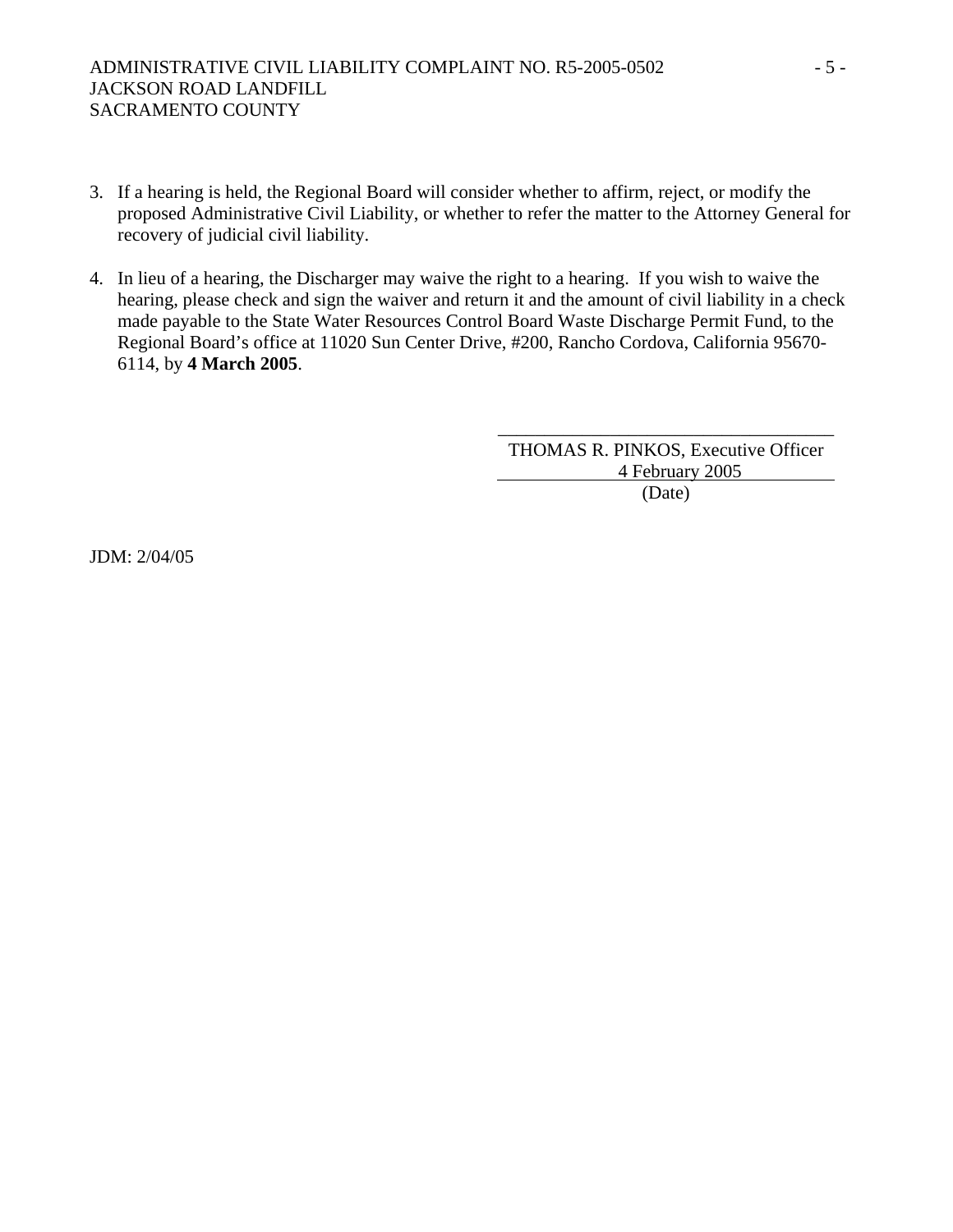3. If a hearing is held, the Regional Board will consider whether to affirm, reject, or modify the proposed Administrative Civil Liability, or whether to refer the matter to the Attorney General for recovery of judicial civil liability.

4. In lieu of a hearing, the Discharger may waive the right to a hearing. If you wish to waive the hearing, please check and sign the waiver and return it and the amount of civil liability in a check made payable to the State Water Resources Control Board Waste Discharge Permit Fund, to the Regional Board's office at 11020 Sun Center Drive, #200, Rancho Cordova, California 95670-6114, by **4 March 2005**.

THOMAS R. PINKOS, Executive Officer

4 February 2005

(Date)

JDM: 2/04/05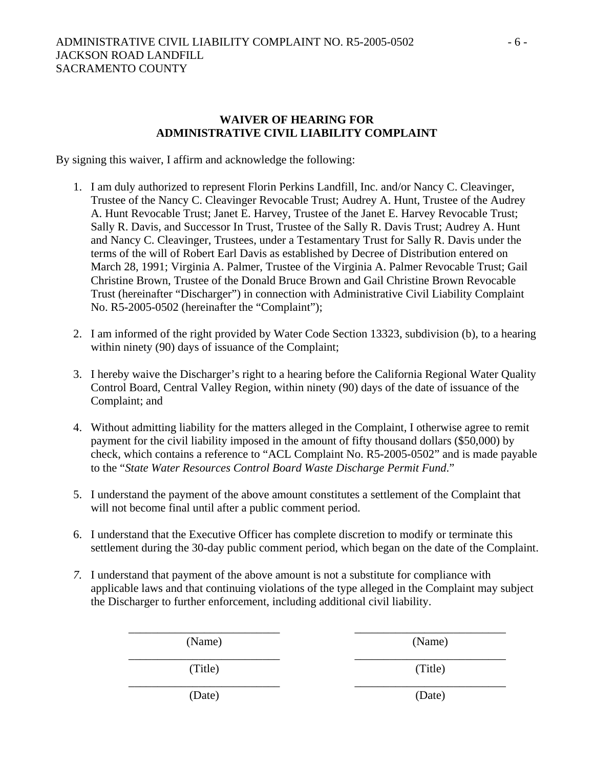## WAIVER OF HEARING FOR ADMINISTRATIVE CIVIL LIABILITY COMPLAINT

By signing this waiver, I affirm and acknowledge the following:

1. I am duly authorized to represent Florin Perkins Landfill, Inc. and/or Nancy C. Cleavinger, Trustee of the Nancy C. Cleavinger Revocable Trust; Audrey A. Hunt, Trustee of the Audrey A. Hunt Revocable Trust; Janet E. Harvey, Trustee of the Janet E. Harvey Revocable Trust; Sally R. Davis, and Successor In Trust, Trustee of the Sally R. Davis Trust; Audrey A. Hunt and Nancy C. Cleavinger, Trustees, under a Testamentary Trust for Sally R. Davis under the terms of the will of Robert Earl Davis as established by Decree of Distribution entered on March 28, 1991; Virginia A. Palmer, Trustee of the Virginia A. Palmer Revocable Trust; Gail Christine Brown, Trustee of the Donald Bruce Brown and Gail Christine Brown Revocable Trust (hereinafter "Discharger") in connection with Administrative Civil Liability Complaint No. R5-2005-0502 (hereinafter the "Complaint");

2. I am informed of the right provided by Water Code Section 13323, subdivision (b), to a hearing within ninety (90) days of issuance of the Complaint;

3. I hereby waive the Discharger's right to a hearing before the California Regional Water Quality Control Board, Central Valley Region, within ninety (90) days of the date of issuance of the Complaint; and

4. Without admitting liability for the matters alleged in the Complaint, I otherwise agree to remit payment for the civil liability imposed in the amount of fifty thousand dollars ($50,000) by check, which contains a reference to "ACL Complaint No. R5-2005-0502" and is made payable to the "*State Water Resources Control Board Waste Discharge Permit Fund*."

5. I understand the payment of the above amount constitutes a settlement of the Complaint that will not become final until after a public comment period.

6. I understand that the Executive Officer has complete discretion to modify or terminate this settlement during the 30-day public comment period, which began on the date of the Complaint.

7. I understand that payment of the above amount is not a substitute for compliance with applicable laws and that continuing violations of the type alleged in the Complaint may subject the Discharger to further enforcement, including additional civil liability.

___________________________ (Name) ___________________________ (Name)

___________________________ (Title) ___________________________ (Title)

___________________________ (Date) ___________________________ (Date)